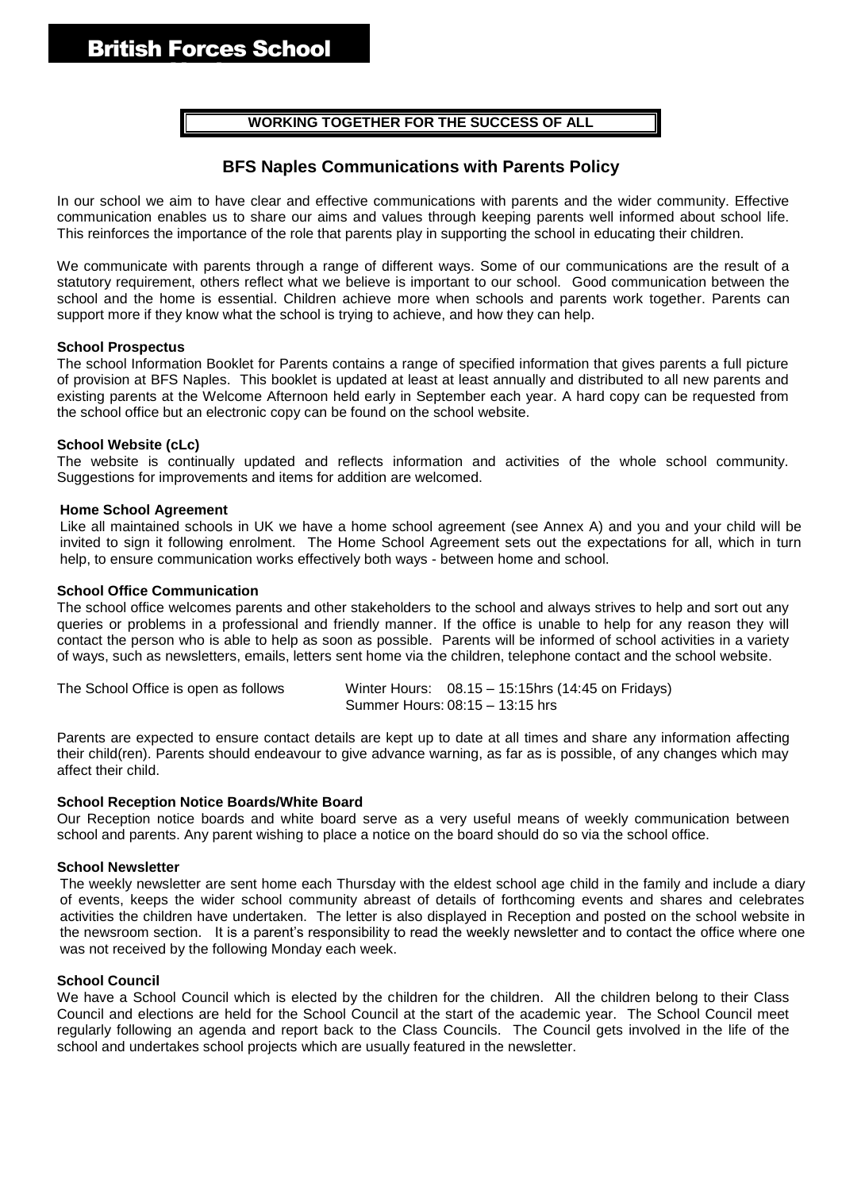# British Forces School

**WORKING TOGETHER FOR THE SUCCESS OF ALL**

## BFS Naples Communications with Parents Policy

In our school we aim to have clear and effective communications with parents and the wider community. Effective communication enables us to share our aims and values through keeping parents well informed about school life. This reinforces the importance of the role that parents play in supporting the school in educating their children.

We communicate with parents through a range of different ways. Some of our communications are the result of a statutory requirement, others reflect what we believe is important to our school. Good communication between the school and the home is essential. Children achieve more when schools and parents work together. Parents can support more if they know what the school is trying to achieve, and how they can help.

**School Prospectus**

The school Information Booklet for Parents contains a range of specified information that gives parents a full picture of provision at BFS Naples. This booklet is updated at least at least annually and distributed to all new parents and existing parents at the Welcome Afternoon held early in September each year. A hard copy can be requested from the school office but an electronic copy can be found on the school website.

**School Website (cLc)**

The website is continually updated and reflects information and activities of the whole school community. Suggestions for improvements and items for addition are welcomed.

**Home School Agreement**

Like all maintained schools in UK we have a home school agreement (see Annex A) and you and your child will be invited to sign it following enrolment. The Home School Agreement sets out the expectations for all, which in turn help, to ensure communication works effectively both ways - between home and school.

**School Office Communication**

The school office welcomes parents and other stakeholders to the school and always strives to help and sort out any queries or problems in a professional and friendly manner. If the office is unable to help for any reason they will contact the person who is able to help as soon as possible. Parents will be informed of school activities in a variety of ways, such as newsletters, emails, letters sent home via the children, telephone contact and the school website.

The School Office is open as follows — Winter Hours: 08.15 – 15:15hrs (14:45 on Fridays)
Summer Hours: 08:15 – 13:15 hrs

Parents are expected to ensure contact details are kept up to date at all times and share any information affecting their child(ren). Parents should endeavour to give advance warning, as far as is possible, of any changes which may affect their child.

**School Reception Notice Boards/White Board**

Our Reception notice boards and white board serve as a very useful means of weekly communication between school and parents. Any parent wishing to place a notice on the board should do so via the school office.

**School Newsletter**

The weekly newsletter are sent home each Thursday with the eldest school age child in the family and include a diary of events, keeps the wider school community abreast of details of forthcoming events and shares and celebrates activities the children have undertaken. The letter is also displayed in Reception and posted on the school website in the newsroom section. It is a parent's responsibility to read the weekly newsletter and to contact the office where one was not received by the following Monday each week.

**School Council**

We have a School Council which is elected by the children for the children. All the children belong to their Class Council and elections are held for the School Council at the start of the academic year. The School Council meet regularly following an agenda and report back to the Class Councils. The Council gets involved in the life of the school and undertakes school projects which are usually featured in the newsletter.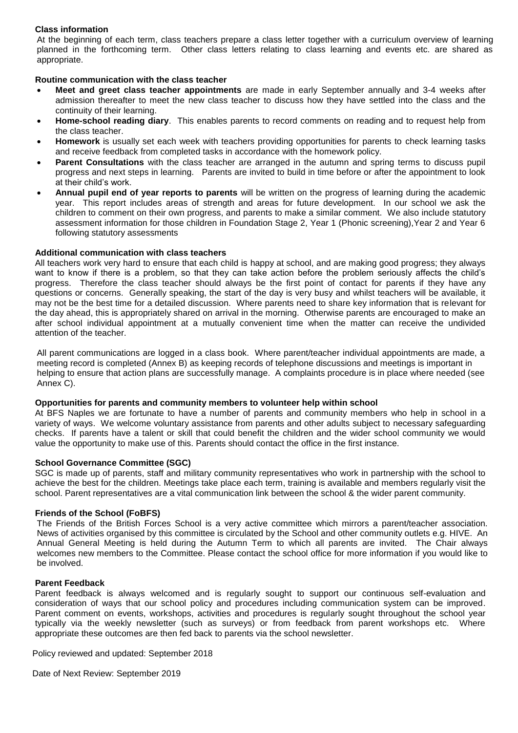**Class information**

At the beginning of each term, class teachers prepare a class letter together with a curriculum overview of learning planned in the forthcoming term. Other class letters relating to class learning and events etc. are shared as appropriate.

**Routine communication with the class teacher**

- **Meet and greet class teacher appointments** are made in early September annually and 3-4 weeks after admission thereafter to meet the new class teacher to discuss how they have settled into the class and the continuity of their learning.
- **Home-school reading diary**. This enables parents to record comments on reading and to request help from the class teacher.
- **Homework** is usually set each week with teachers providing opportunities for parents to check learning tasks and receive feedback from completed tasks in accordance with the homework policy.
- **Parent Consultations** with the class teacher are arranged in the autumn and spring terms to discuss pupil progress and next steps in learning. Parents are invited to build in time before or after the appointment to look at their child's work.
- **Annual pupil end of year reports to parents** will be written on the progress of learning during the academic year. This report includes areas of strength and areas for future development. In our school we ask the children to comment on their own progress, and parents to make a similar comment. We also include statutory assessment information for those children in Foundation Stage 2, Year 1 (Phonic screening),Year 2 and Year 6 following statutory assessments

**Additional communication with class teachers**

All teachers work very hard to ensure that each child is happy at school, and are making good progress; they always want to know if there is a problem, so that they can take action before the problem seriously affects the child's progress. Therefore the class teacher should always be the first point of contact for parents if they have any questions or concerns. Generally speaking, the start of the day is very busy and whilst teachers will be available, it may not be the best time for a detailed discussion. Where parents need to share key information that is relevant for the day ahead, this is appropriately shared on arrival in the morning. Otherwise parents are encouraged to make an after school individual appointment at a mutually convenient time when the matter can receive the undivided attention of the teacher.

All parent communications are logged in a class book. Where parent/teacher individual appointments are made, a meeting record is completed (Annex B) as keeping records of telephone discussions and meetings is important in helping to ensure that action plans are successfully manage. A complaints procedure is in place where needed (see Annex C).

**Opportunities for parents and community members to volunteer help within school**

At BFS Naples we are fortunate to have a number of parents and community members who help in school in a variety of ways. We welcome voluntary assistance from parents and other adults subject to necessary safeguarding checks. If parents have a talent or skill that could benefit the children and the wider school community we would value the opportunity to make use of this. Parents should contact the office in the first instance.

**School Governance Committee (SGC)**

SGC is made up of parents, staff and military community representatives who work in partnership with the school to achieve the best for the children. Meetings take place each term, training is available and members regularly visit the school. Parent representatives are a vital communication link between the school & the wider parent community.

**Friends of the School (FoBFS)**

The Friends of the British Forces School is a very active committee which mirrors a parent/teacher association. News of activities organised by this committee is circulated by the School and other community outlets e.g. HIVE. An Annual General Meeting is held during the Autumn Term to which all parents are invited. The Chair always welcomes new members to the Committee. Please contact the school office for more information if you would like to be involved.

**Parent Feedback**

Parent feedback is always welcomed and is regularly sought to support our continuous self-evaluation and consideration of ways that our school policy and procedures including communication system can be improved. Parent comment on events, workshops, activities and procedures is regularly sought throughout the school year typically via the weekly newsletter (such as surveys) or from feedback from parent workshops etc. Where appropriate these outcomes are then fed back to parents via the school newsletter.

Policy reviewed and updated: September 2018

Date of Next Review: September 2019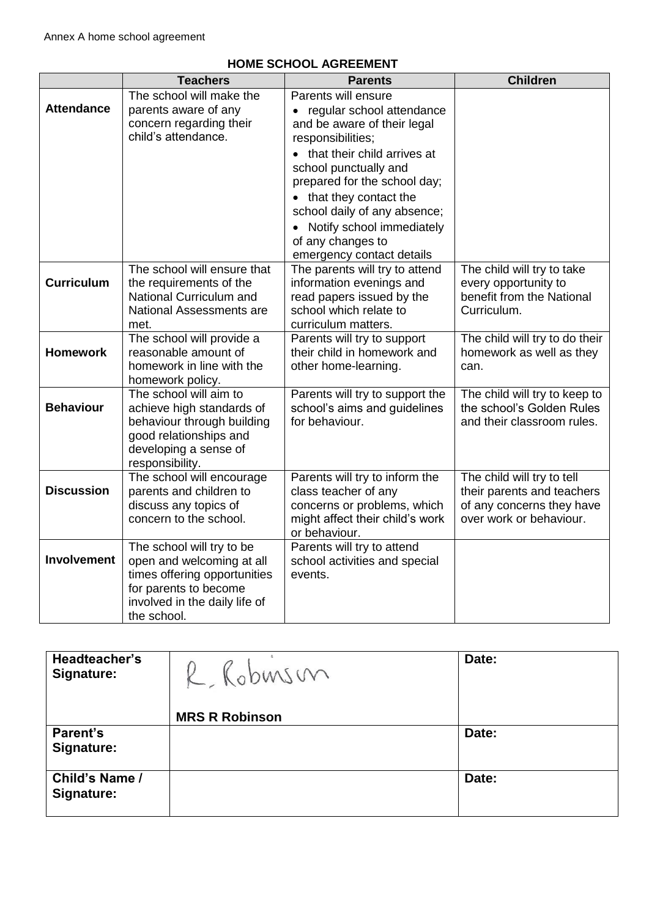Annex A home school agreement

## HOME SCHOOL AGREEMENT

| | Teachers | Parents | Children |
|---|---|---|---|
| **Attendance** | The school will make the parents aware of any concern regarding their child's attendance. | Parents will ensure<br>• regular school attendance and be aware of their legal responsibilities;<br>• that their child arrives at school punctually and prepared for the school day;<br>• that they contact the school daily of any absence;<br>• Notify school immediately of any changes to emergency contact details | |
| **Curriculum** | The school will ensure that the requirements of the National Curriculum and National Assessments are met. | The parents will try to attend information evenings and read papers issued by the school which relate to curriculum matters. | The child will try to take every opportunity to benefit from the National Curriculum. |
| **Homework** | The school will provide a reasonable amount of homework in line with the homework policy. | Parents will try to support their child in homework and other home-learning. | The child will try to do their homework as well as they can. |
| **Behaviour** | The school will aim to achieve high standards of behaviour through building good relationships and developing a sense of responsibility. | Parents will try to support the school's aims and guidelines for behaviour. | The child will try to keep to the school's Golden Rules and their classroom rules. |
| **Discussion** | The school will encourage parents and children to discuss any topics of concern to the school. | Parents will try to inform the class teacher of any concerns or problems, which might affect their child's work or behaviour. | The child will try to tell their parents and teachers of any concerns they have over work or behaviour. |
| **Involvement** | The school will try to be open and welcoming at all times offering opportunities for parents to become involved in the daily life of the school. | Parents will try to attend school activities and special events. | |

| | | |
|---|---|---|
| **Headteacher's Signature:** | R. Robinson<br>**MRS R Robinson** | **Date:** |
| **Parent's Signature:** | | **Date:** |
| **Child's Name / Signature:** | | **Date:** |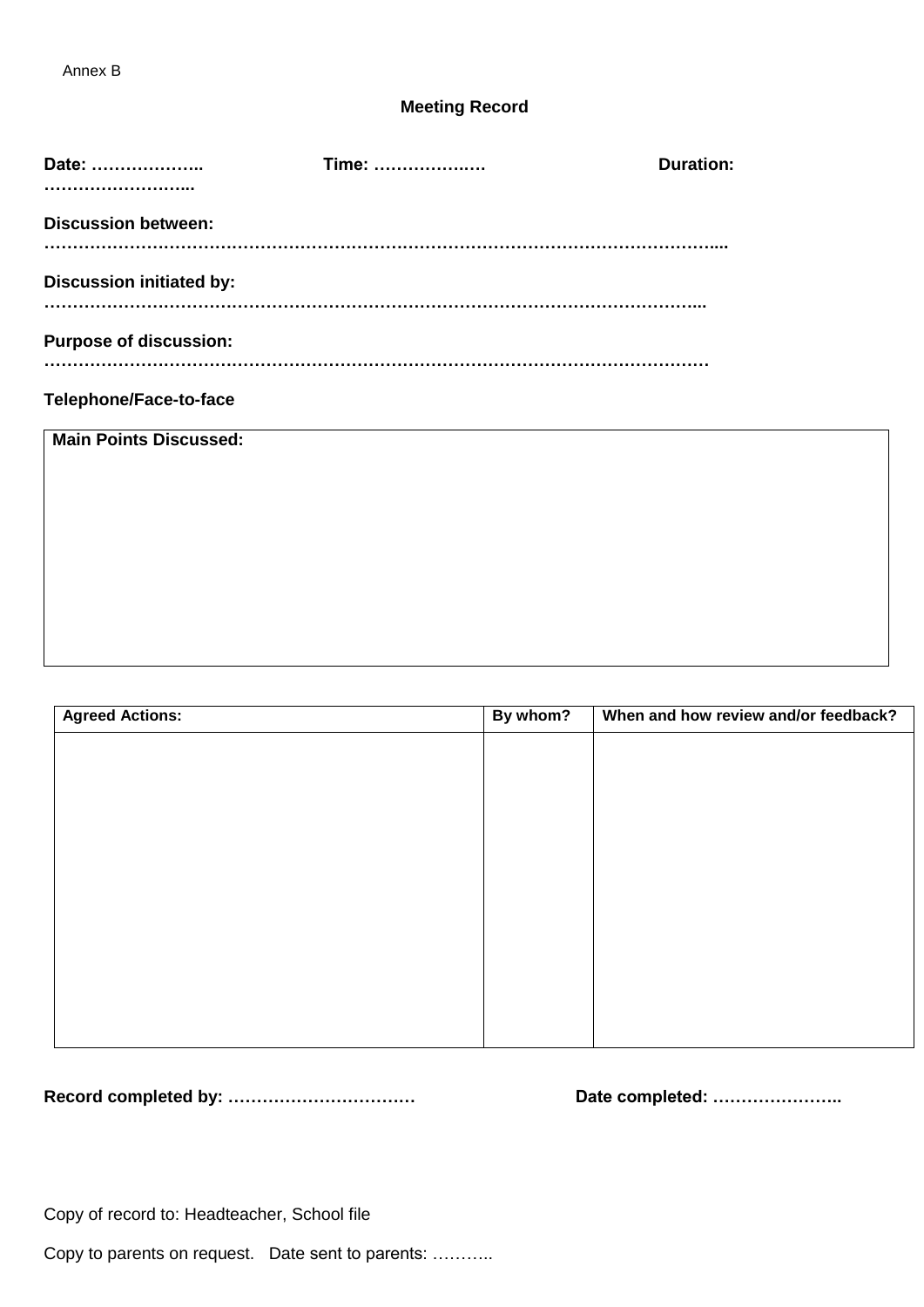Annex B

**Meeting Record**

**Date: ……………….. Time: ……………….… Duration: ……………………..**

**Discussion between: ……………………………………………………………………………………………………..**

**Discussion initiated by: …………………………………………………………………………………………………...**

**Purpose of discussion: ………………………………………………………………………………………………………**

**Telephone/Face-to-face**

| **Main Points Discussed:** |
| --- |
| |

| **Agreed Actions:** | **By whom?** | **When and how review and/or feedback?** |
| --- | --- | --- |
| | | |

**Record completed by: ……………………………** **Date completed: …………………..**

Copy of record to: Headteacher, School file

Copy to parents on request. Date sent to parents: ………..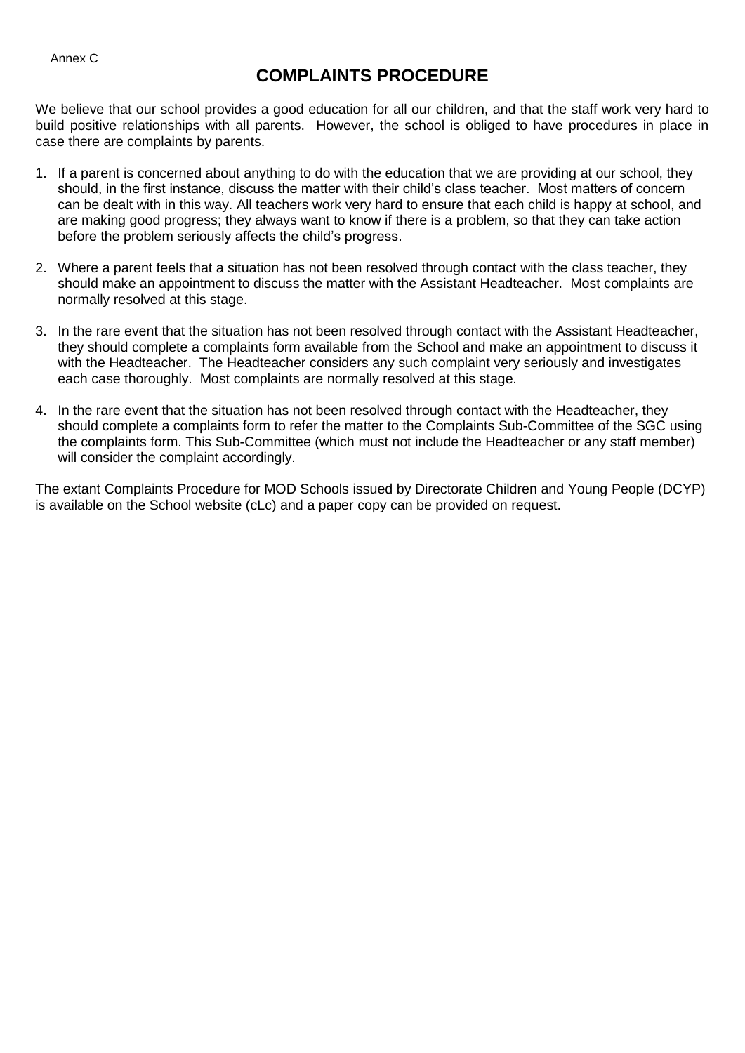Annex C

# COMPLAINTS PROCEDURE

We believe that our school provides a good education for all our children, and that the staff work very hard to build positive relationships with all parents. However, the school is obliged to have procedures in place in case there are complaints by parents.

1. If a parent is concerned about anything to do with the education that we are providing at our school, they should, in the first instance, discuss the matter with their child's class teacher. Most matters of concern can be dealt with in this way. All teachers work very hard to ensure that each child is happy at school, and are making good progress; they always want to know if there is a problem, so that they can take action before the problem seriously affects the child's progress.

2. Where a parent feels that a situation has not been resolved through contact with the class teacher, they should make an appointment to discuss the matter with the Assistant Headteacher. Most complaints are normally resolved at this stage.

3. In the rare event that the situation has not been resolved through contact with the Assistant Headteacher, they should complete a complaints form available from the School and make an appointment to discuss it with the Headteacher. The Headteacher considers any such complaint very seriously and investigates each case thoroughly. Most complaints are normally resolved at this stage.

4. In the rare event that the situation has not been resolved through contact with the Headteacher, they should complete a complaints form to refer the matter to the Complaints Sub-Committee of the SGC using the complaints form. This Sub-Committee (which must not include the Headteacher or any staff member) will consider the complaint accordingly.

The extant Complaints Procedure for MOD Schools issued by Directorate Children and Young People (DCYP) is available on the School website (cLc) and a paper copy can be provided on request.